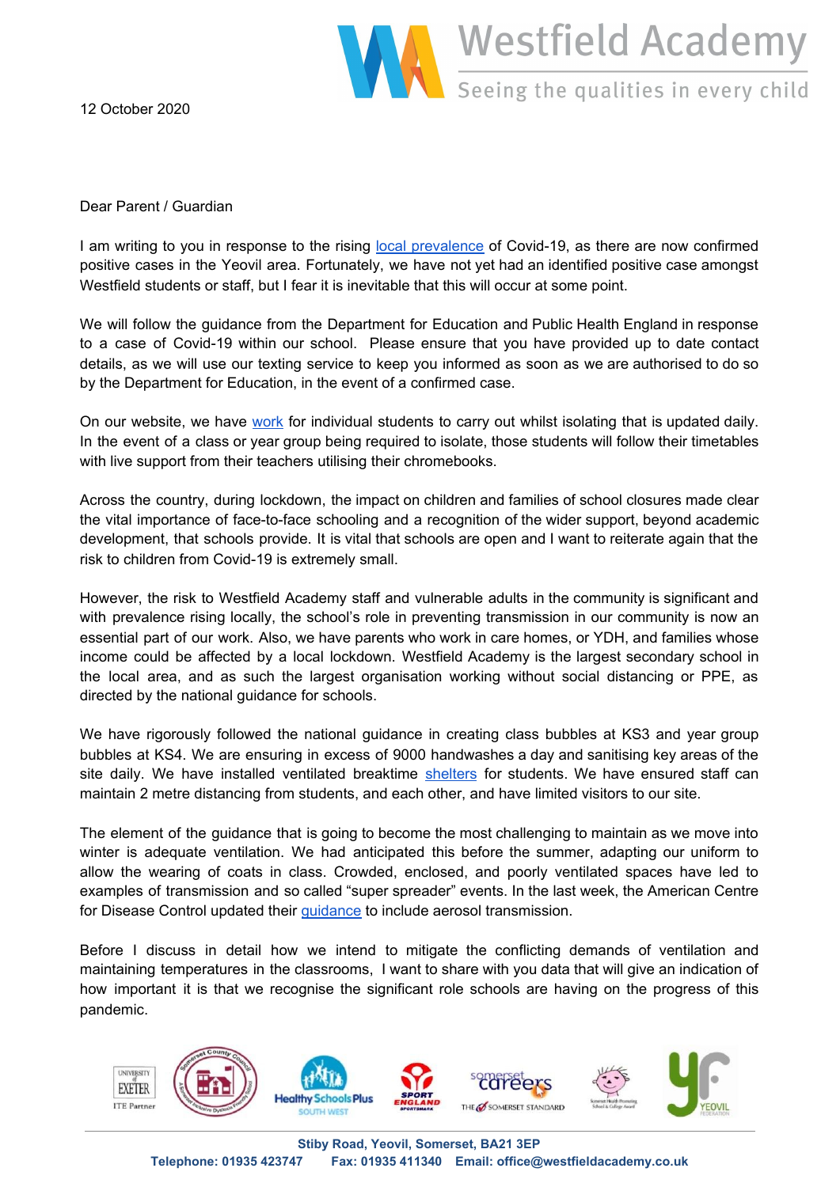Westfield Academy
Seeing the qualities in every child

12 October 2020

Dear Parent / Guardian

I am writing to you in response to the rising local prevalence of Covid-19, as there are now confirmed positive cases in the Yeovil area. Fortunately, we have not yet had an identified positive case amongst Westfield students or staff, but I fear it is inevitable that this will occur at some point.

We will follow the guidance from the Department for Education and Public Health England in response to a case of Covid-19 within our school. Please ensure that you have provided up to date contact details, as we will use our texting service to keep you informed as soon as we are authorised to do so by the Department for Education, in the event of a confirmed case.

On our website, we have work for individual students to carry out whilst isolating that is updated daily. In the event of a class or year group being required to isolate, those students will follow their timetables with live support from their teachers utilising their chromebooks.

Across the country, during lockdown, the impact on children and families of school closures made clear the vital importance of face-to-face schooling and a recognition of the wider support, beyond academic development, that schools provide. It is vital that schools are open and I want to reiterate again that the risk to children from Covid-19 is extremely small.

However, the risk to Westfield Academy staff and vulnerable adults in the community is significant and with prevalence rising locally, the school's role in preventing transmission in our community is now an essential part of our work. Also, we have parents who work in care homes, or YDH, and families whose income could be affected by a local lockdown. Westfield Academy is the largest secondary school in the local area, and as such the largest organisation working without social distancing or PPE, as directed by the national guidance for schools.

We have rigorously followed the national guidance in creating class bubbles at KS3 and year group bubbles at KS4. We are ensuring in excess of 9000 handwashes a day and sanitising key areas of the site daily. We have installed ventilated breaktime shelters for students. We have ensured staff can maintain 2 metre distancing from students, and each other, and have limited visitors to our site.

The element of the guidance that is going to become the most challenging to maintain as we move into winter is adequate ventilation. We had anticipated this before the summer, adapting our uniform to allow the wearing of coats in class. Crowded, enclosed, and poorly ventilated spaces have led to examples of transmission and so called "super spreader" events. In the last week, the American Centre for Disease Control updated their guidance to include aerosol transmission.

Before I discuss in detail how we intend to mitigate the conflicting demands of ventilation and maintaining temperatures in the classrooms, I want to share with you data that will give an indication of how important it is that we recognise the significant role schools are having on the progress of this pandemic.

Stiby Road, Yeovil, Somerset, BA21 3EP
Telephone: 01935 423747 Fax: 01935 411340 Email: office@westfieldacademy.co.uk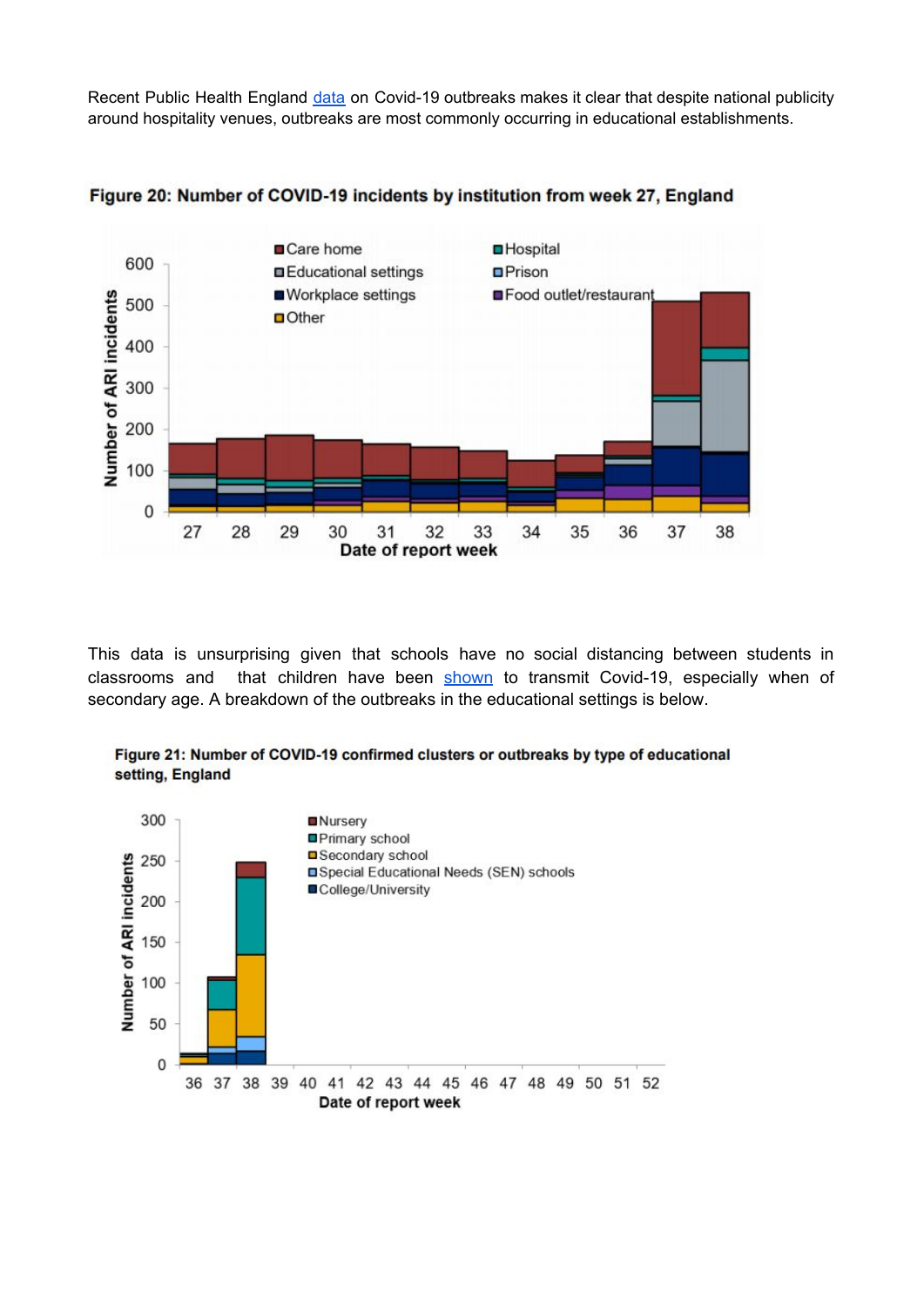Recent Public Health England [data](#) on Covid-19 outbreaks makes it clear that despite national publicity around hospitality venues, outbreaks are most commonly occurring in educational establishments.

**Figure 20: Number of COVID-19 incidents by institution from week 27, England**

This data is unsurprising given that schools have no social distancing between students in classrooms and that children have been [shown](#) to transmit Covid-19, especially when of secondary age. A breakdown of the outbreaks in the educational settings is below.

**Figure 21: Number of COVID-19 confirmed clusters or outbreaks by type of educational setting, England**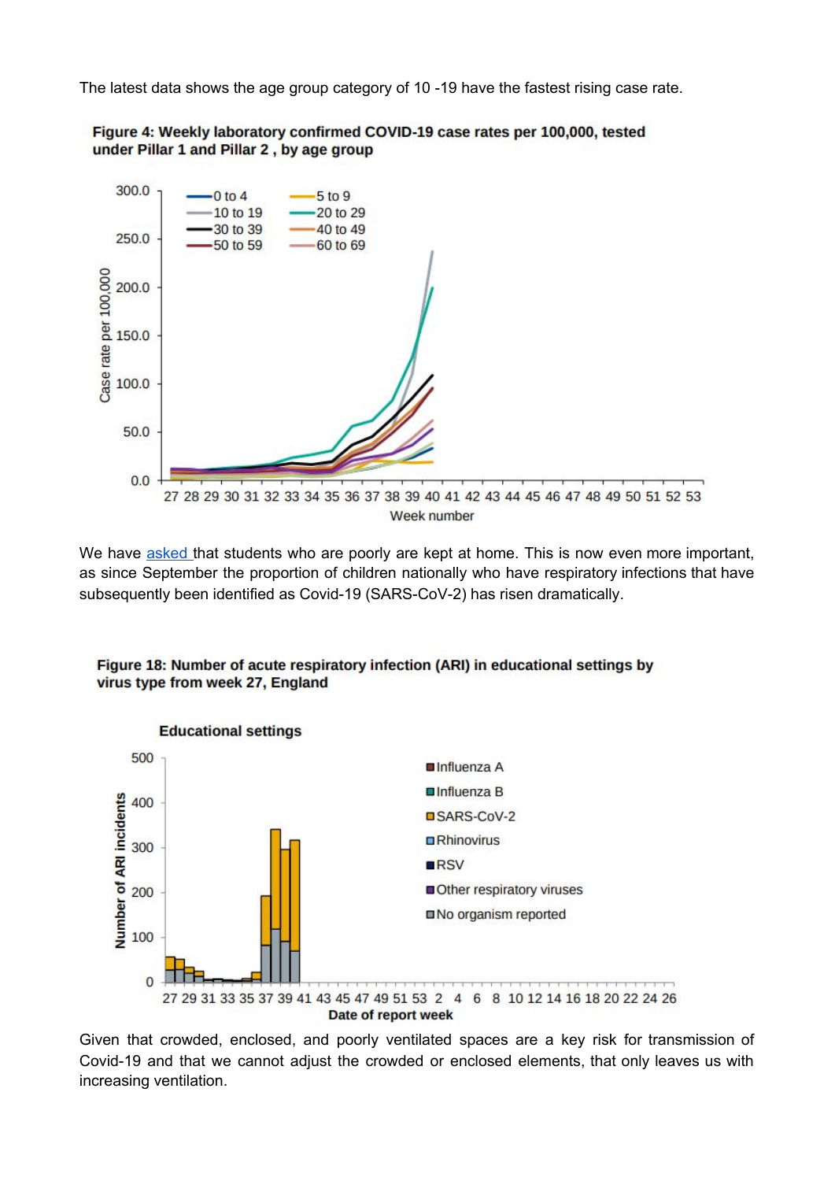The latest data shows the age group category of 10 -19 have the fastest rising case rate.

**Figure 4: Weekly laboratory confirmed COVID-19 case rates per 100,000, tested under Pillar 1 and Pillar 2 , by age group**

We have [asked ](asked) that students who are poorly are kept at home. This is now even more important, as since September the proportion of children nationally who have respiratory infections that have subsequently been identified as Covid-19 (SARS-CoV-2) has risen dramatically.

**Figure 18: Number of acute respiratory infection (ARI) in educational settings by virus type from week 27, England**

Given that crowded, enclosed, and poorly ventilated spaces are a key risk for transmission of Covid-19 and that we cannot adjust the crowded or enclosed elements, that only leaves us with increasing ventilation.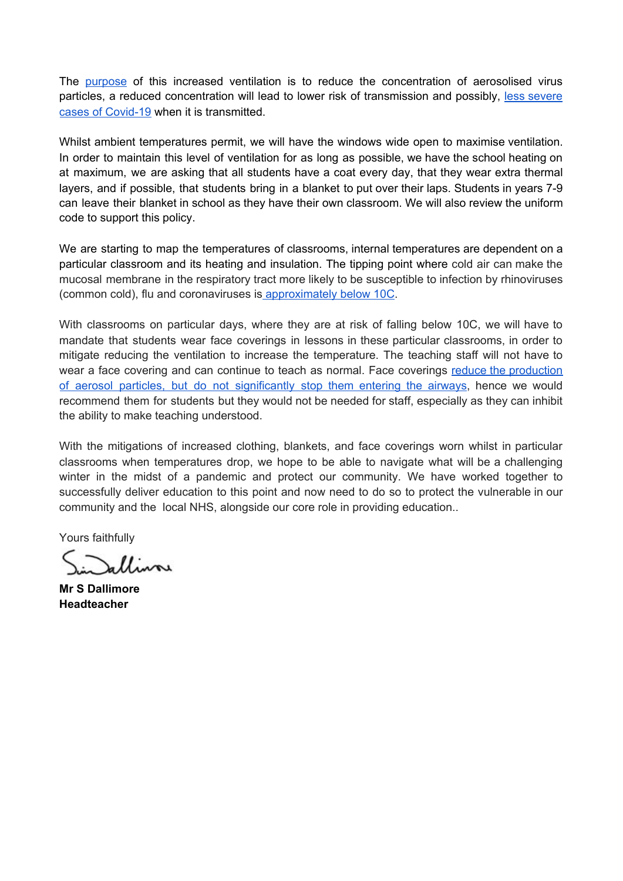The purpose of this increased ventilation is to reduce the concentration of aerosolised virus particles, a reduced concentration will lead to lower risk of transmission and possibly, less severe cases of Covid-19 when it is transmitted.

Whilst ambient temperatures permit, we will have the windows wide open to maximise ventilation. In order to maintain this level of ventilation for as long as possible, we have the school heating on at maximum, we are asking that all students have a coat every day, that they wear extra thermal layers, and if possible, that students bring in a blanket to put over their laps. Students in years 7-9 can leave their blanket in school as they have their own classroom. We will also review the uniform code to support this policy.

We are starting to map the temperatures of classrooms, internal temperatures are dependent on a particular classroom and its heating and insulation. The tipping point where cold air can make the mucosal membrane in the respiratory tract more likely to be susceptible to infection by rhinoviruses (common cold), flu and coronaviruses is approximately below 10C.

With classrooms on particular days, where they are at risk of falling below 10C, we will have to mandate that students wear face coverings in lessons in these particular classrooms, in order to mitigate reducing the ventilation to increase the temperature. The teaching staff will not have to wear a face covering and can continue to teach as normal. Face coverings reduce the production of aerosol particles, but do not significantly stop them entering the airways, hence we would recommend them for students but they would not be needed for staff, especially as they can inhibit the ability to make teaching understood.

With the mitigations of increased clothing, blankets, and face coverings worn whilst in particular classrooms when temperatures drop, we hope to be able to navigate what will be a challenging winter in the midst of a pandemic and protect our community. We have worked together to successfully deliver education to this point and now need to do so to protect the vulnerable in our community and the local NHS, alongside our core role in providing education..

Yours faithfully

**Mr S Dallimore**
**Headteacher**